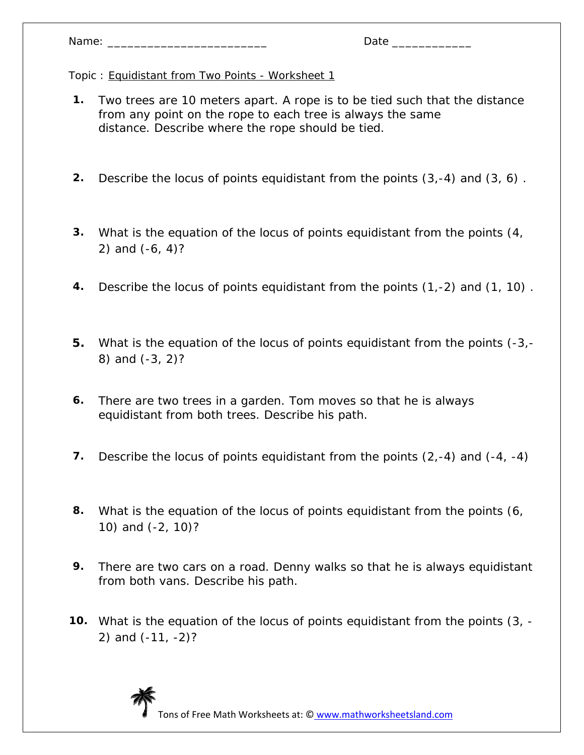Name: ________________________ Date ____________

Topic : Equidistant from Two Points - Worksheet 1

1. Two trees are 10 meters apart. A rope is to be tied such that the distance from any point on the rope to each tree is always the same distance. Describe where the rope should be tied.

2. Describe the locus of points equidistant from the points (3,-4) and (3, 6) .

3. What is the equation of the locus of points equidistant from the points (4, 2) and (-6, 4)?

4. Describe the locus of points equidistant from the points (1,-2) and (1, 10) .

5. What is the equation of the locus of points equidistant from the points (-3,-8) and (-3, 2)?

6. There are two trees in a garden. Tom moves so that he is always equidistant from both trees. Describe his path.

7. Describe the locus of points equidistant from the points (2,-4) and (-4, -4)

8. What is the equation of the locus of points equidistant from the points (6, 10) and (-2, 10)?

9. There are two cars on a road. Denny walks so that he is always equidistant from both vans. Describe his path.

10. What is the equation of the locus of points equidistant from the points (3, -2) and (-11, -2)?

Tons of Free Math Worksheets at: © www.mathworksheetsland.com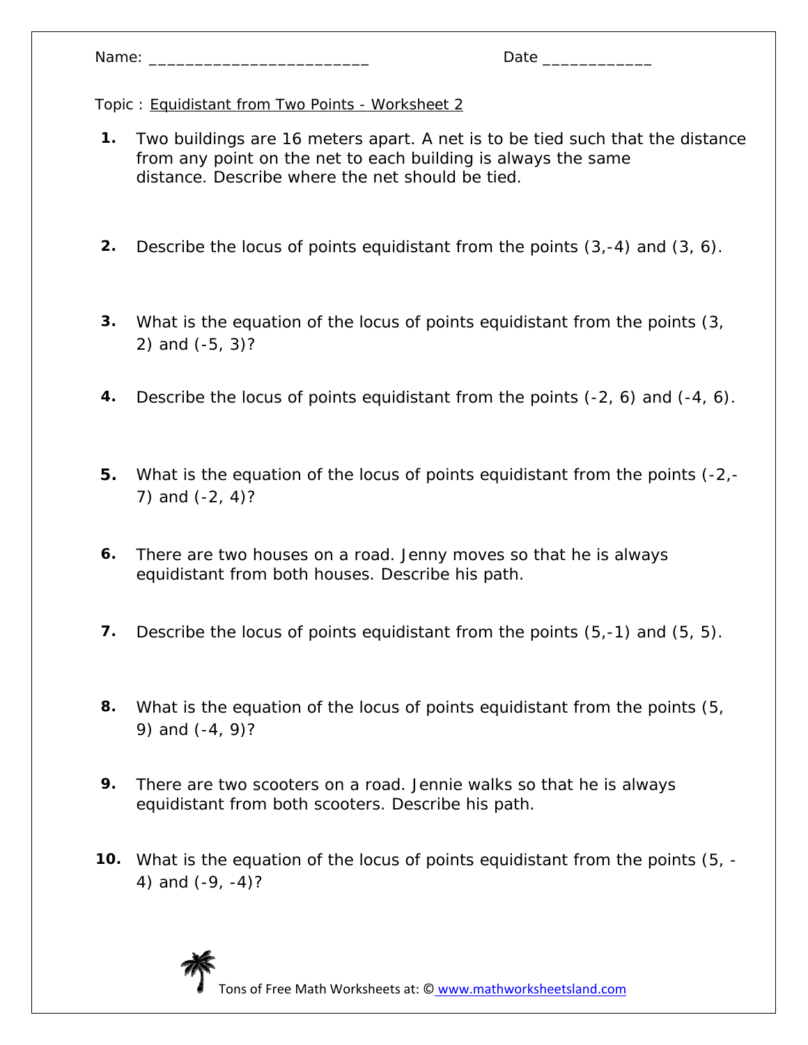Name: ________________________ Date ____________

Topic : Equidistant from Two Points - Worksheet 2

1. Two buildings are 16 meters apart. A net is to be tied such that the distance from any point on the net to each building is always the same distance. Describe where the net should be tied.

2. Describe the locus of points equidistant from the points (3,-4) and (3, 6).

3. What is the equation of the locus of points equidistant from the points (3, 2) and (-5, 3)?

4. Describe the locus of points equidistant from the points (-2, 6) and (-4, 6).

5. What is the equation of the locus of points equidistant from the points (-2,-7) and (-2, 4)?

6. There are two houses on a road. Jenny moves so that he is always equidistant from both houses. Describe his path.

7. Describe the locus of points equidistant from the points (5,-1) and (5, 5).

8. What is the equation of the locus of points equidistant from the points (5, 9) and (-4, 9)?

9. There are two scooters on a road. Jennie walks so that he is always equidistant from both scooters. Describe his path.

10. What is the equation of the locus of points equidistant from the points (5, -4) and (-9, -4)?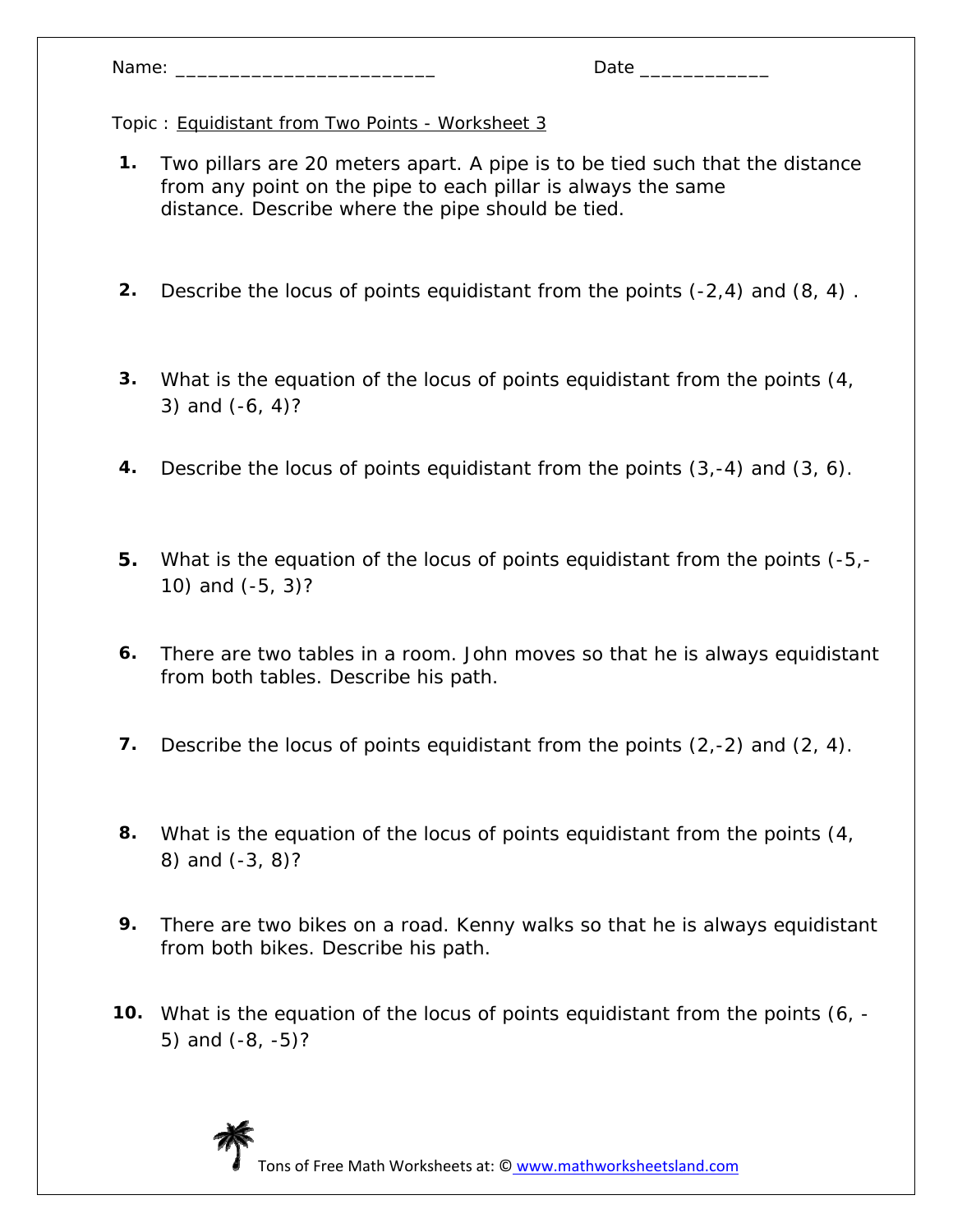Name: ________________________ Date ____________

Topic : Equidistant from Two Points - Worksheet 3

1. Two pillars are 20 meters apart. A pipe is to be tied such that the distance from any point on the pipe to each pillar is always the same distance. Describe where the pipe should be tied.

2. Describe the locus of points equidistant from the points (-2,4) and (8, 4) .

3. What is the equation of the locus of points equidistant from the points (4, 3) and (-6, 4)?

4. Describe the locus of points equidistant from the points (3,-4) and (3, 6).

5. What is the equation of the locus of points equidistant from the points (-5,-10) and (-5, 3)?

6. There are two tables in a room. John moves so that he is always equidistant from both tables. Describe his path.

7. Describe the locus of points equidistant from the points (2,-2) and (2, 4).

8. What is the equation of the locus of points equidistant from the points (4, 8) and (-3, 8)?

9. There are two bikes on a road. Kenny walks so that he is always equidistant from both bikes. Describe his path.

10. What is the equation of the locus of points equidistant from the points (6, -5) and (-8, -5)?

Tons of Free Math Worksheets at: © www.mathworksheetsland.com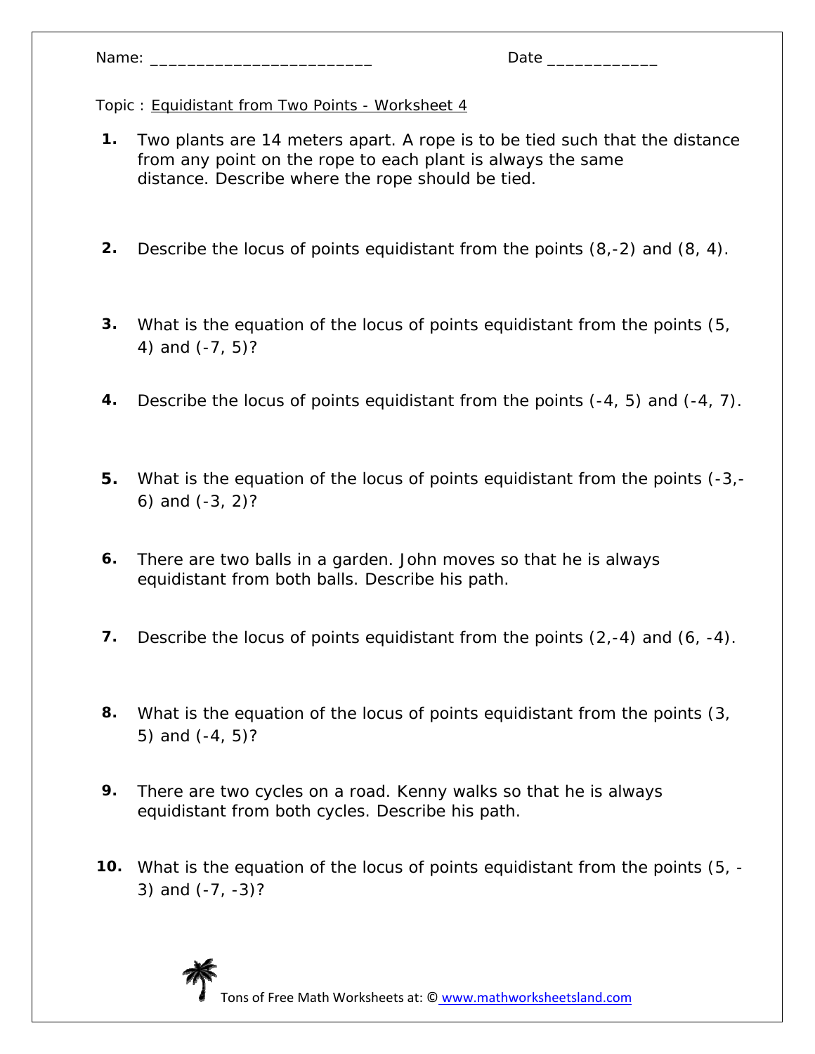Name: ________________________ Date ____________

Topic : Equidistant from Two Points - Worksheet 4

1. Two plants are 14 meters apart. A rope is to be tied such that the distance from any point on the rope to each plant is always the same distance. Describe where the rope should be tied.

2. Describe the locus of points equidistant from the points (8,-2) and (8, 4).

3. What is the equation of the locus of points equidistant from the points (5, 4) and (-7, 5)?

4. Describe the locus of points equidistant from the points (-4, 5) and (-4, 7).

5. What is the equation of the locus of points equidistant from the points (-3,-6) and (-3, 2)?

6. There are two balls in a garden. John moves so that he is always equidistant from both balls. Describe his path.

7. Describe the locus of points equidistant from the points (2,-4) and (6, -4).

8. What is the equation of the locus of points equidistant from the points (3, 5) and (-4, 5)?

9. There are two cycles on a road. Kenny walks so that he is always equidistant from both cycles. Describe his path.

10. What is the equation of the locus of points equidistant from the points (5, -3) and (-7, -3)?

Tons of Free Math Worksheets at: © www.mathworksheetsland.com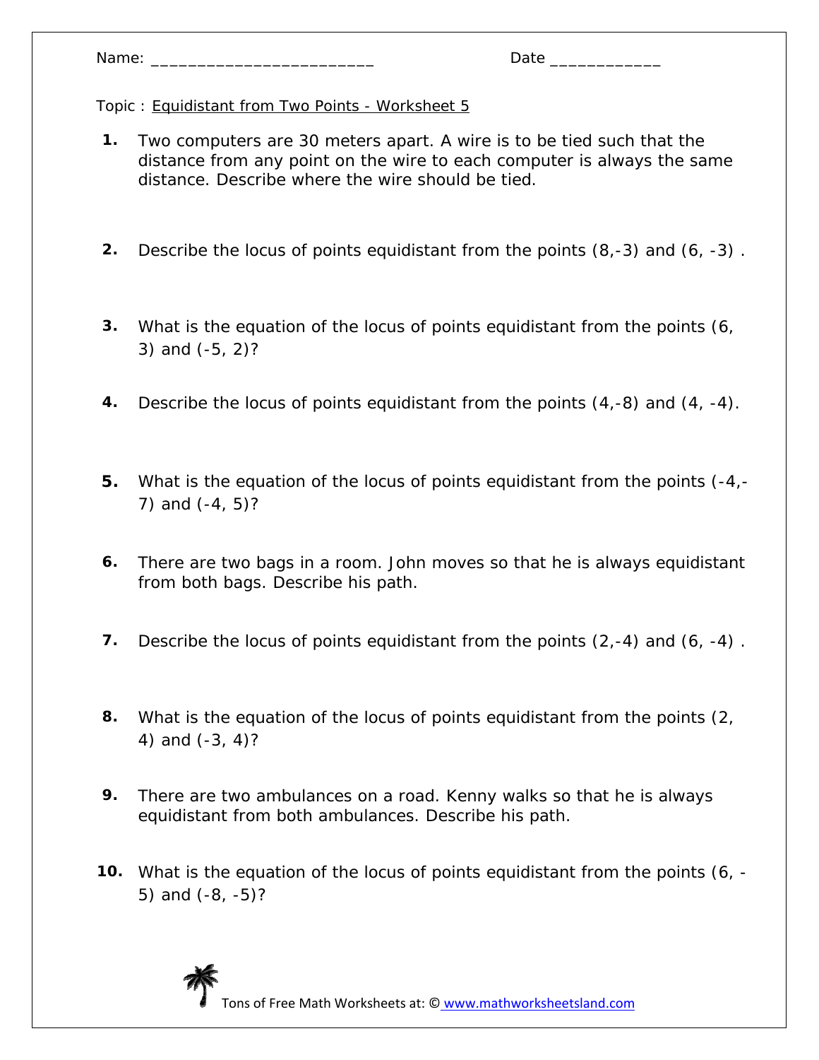Name: ________________________ Date ____________

Topic : Equidistant from Two Points - Worksheet 5

1. Two computers are 30 meters apart. A wire is to be tied such that the distance from any point on the wire to each computer is always the same distance. Describe where the wire should be tied.

2. Describe the locus of points equidistant from the points (8,-3) and (6, -3) .

3. What is the equation of the locus of points equidistant from the points (6, 3) and (-5, 2)?

4. Describe the locus of points equidistant from the points (4,-8) and (4, -4).

5. What is the equation of the locus of points equidistant from the points (-4,-7) and (-4, 5)?

6. There are two bags in a room. John moves so that he is always equidistant from both bags. Describe his path.

7. Describe the locus of points equidistant from the points (2,-4) and (6, -4) .

8. What is the equation of the locus of points equidistant from the points (2, 4) and (-3, 4)?

9. There are two ambulances on a road. Kenny walks so that he is always equidistant from both ambulances. Describe his path.

10. What is the equation of the locus of points equidistant from the points (6, -5) and (-8, -5)?

Tons of Free Math Worksheets at: © www.mathworksheetsland.com